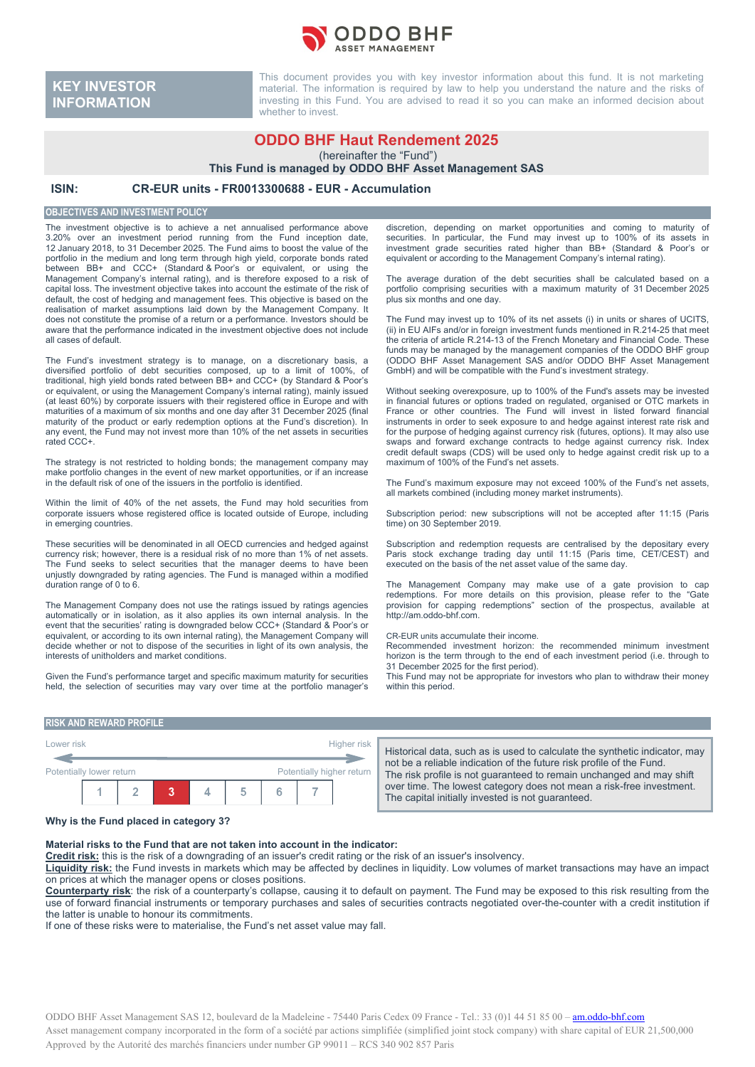# KEY INVESTOR INFORMATION

This document provides you with key investor information about this fund. It is not marketing material. The information is required by law to help you understand the nature and the risks of investing in this Fund. You are advised to read it so you can make an informed decision about whether to invest.

## ODDO BHF Haut Rendement 2025

(hereinafter the "Fund")

**This Fund is managed by ODDO BHF Asset Management SAS**

**ISIN: CR-EUR units - FR0013300688 - EUR - Accumulation**

## OBJECTIVES AND INVESTMENT POLICY

The investment objective is to achieve a net annualised performance above 3.20% over an investment period running from the Fund inception date, 12 January 2018, to 31 December 2025. The Fund aims to boost the value of the portfolio in the medium and long term through high yield, corporate bonds rated between BB+ and CCC+ (Standard & Poor's or equivalent, or using the Management Company's internal rating), and is therefore exposed to a risk of capital loss. The investment objective takes into account the estimate of the risk of default, the cost of hedging and management fees. This objective is based on the realisation of market assumptions laid down by the Management Company. It does not constitute the promise of a return or a performance. Investors should be aware that the performance indicated in the investment objective does not include all cases of default.

The Fund's investment strategy is to manage, on a discretionary basis, a diversified portfolio of debt securities composed, up to a limit of 100%, of traditional, high yield bonds rated between BB+ and CCC+ (by Standard & Poor's or equivalent, or using the Management Company's internal rating), mainly issued (at least 60%) by corporate issuers with their registered office in Europe and with maturities of a maximum of six months and one day after 31 December 2025 (final maturity of the product or early redemption options at the Fund's discretion). In any event, the Fund may not invest more than 10% of the net assets in securities rated CCC+.

The strategy is not restricted to holding bonds; the management company may make portfolio changes in the event of new market opportunities, or if an increase in the default risk of one of the issuers in the portfolio is identified.

Within the limit of 40% of the net assets, the Fund may hold securities from corporate issuers whose registered office is located outside of Europe, including in emerging countries.

These securities will be denominated in all OECD currencies and hedged against currency risk; however, there is a residual risk of no more than 1% of net assets. The Fund seeks to select securities that the manager deems to have been unjustly downgraded by rating agencies. The Fund is managed within a modified duration range of 0 to 6.

The Management Company does not use the ratings issued by ratings agencies automatically or in isolation, as it also applies its own internal analysis. In the event that the securities' rating is downgraded below CCC+ (Standard & Poor's or equivalent, or according to its own internal rating), the Management Company will decide whether or not to dispose of the securities in light of its own analysis, the interests of unitholders and market conditions.

Given the Fund's performance target and specific maximum maturity for securities held, the selection of securities may vary over time at the portfolio manager's discretion, depending on market opportunities and coming to maturity of securities. In particular, the Fund may invest up to 100% of its assets in investment grade securities rated higher than BB+ (Standard & Poor's or equivalent or according to the Management Company's internal rating).

The average duration of the debt securities shall be calculated based on a portfolio comprising securities with a maximum maturity of 31 December 2025 plus six months and one day.

The Fund may invest up to 10% of its net assets (i) in units or shares of UCITS, (ii) in EU AIFs and/or in foreign investment funds mentioned in R.214-25 that meet the criteria of article R.214-13 of the French Monetary and Financial Code. These funds may be managed by the management companies of the ODDO BHF group (ODDO BHF Asset Management SAS and/or ODDO BHF Asset Management GmbH) and will be compatible with the Fund's investment strategy.

Without seeking overexposure, up to 100% of the Fund's assets may be invested in financial futures or options traded on regulated, organised or OTC markets in France or other countries. The Fund will invest in listed forward financial instruments in order to seek exposure to and hedge against interest rate risk and for the purpose of hedging against currency risk (futures, options). It may also use swaps and forward exchange contracts to hedge against currency risk. Index credit default swaps (CDS) will be used only to hedge against credit risk up to a maximum of 100% of the Fund's net assets.

The Fund's maximum exposure may not exceed 100% of the Fund's net assets, all markets combined (including money market instruments).

Subscription period: new subscriptions will not be accepted after 11:15 (Paris time) on 30 September 2019.

Subscription and redemption requests are centralised by the depositary every Paris stock exchange trading day until 11:15 (Paris time, CET/CEST) and executed on the basis of the net asset value of the same day.

The Management Company may make use of a gate provision to cap redemptions. For more details on this provision, please refer to the "Gate provision for capping redemptions" section of the prospectus, available at http://am.oddo-bhf.com.

CR-EUR units accumulate their income.

Recommended investment horizon: the recommended minimum investment horizon is the term through to the end of each investment period (i.e. through to 31 December 2025 for the first period).

This Fund may not be appropriate for investors who plan to withdraw their money within this period.

## RISK AND REWARD PROFILE

Lower risk — Higher risk

Potentially lower return — Potentially higher return

| 1 | 2 | **3** | 4 | 5 | 6 | 7 |
|---|---|---|---|---|---|---|

Historical data, such as is used to calculate the synthetic indicator, may not be a reliable indication of the future risk profile of the Fund. The risk profile is not guaranteed to remain unchanged and may shift over time. The lowest category does not mean a risk-free investment. The capital initially invested is not guaranteed.

**Why is the Fund placed in category 3?**

**Material risks to the Fund that are not taken into account in the indicator:**

**Credit risk:** this is the risk of a downgrading of an issuer's credit rating or the risk of an issuer's insolvency.

**Liquidity risk:** the Fund invests in markets which may be affected by declines in liquidity. Low volumes of market transactions may have an impact on prices at which the manager opens or closes positions.

**Counterparty risk**: the risk of a counterparty's collapse, causing it to default on payment. The Fund may be exposed to this risk resulting from the use of forward financial instruments or temporary purchases and sales of securities contracts negotiated over-the-counter with a credit institution if the latter is unable to honour its commitments.

If one of these risks were to materialise, the Fund's net asset value may fall.

ODDO BHF Asset Management SAS 12, boulevard de la Madeleine - 75440 Paris Cedex 09 France - Tel.: 33 (0)1 44 51 85 00 – am.oddo-bhf.com
Asset management company incorporated in the form of a société par actions simplifiée (simplified joint stock company) with share capital of EUR 21,500,000
Approved by the Autorité des marchés financiers under number GP 99011 – RCS 340 902 857 Paris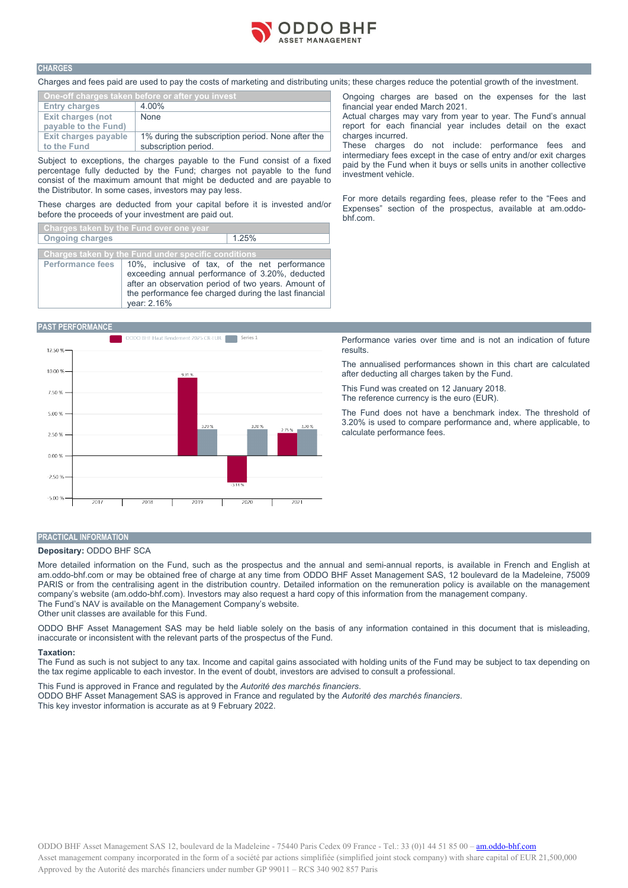## CHARGES

Charges and fees paid are used to pay the costs of marketing and distributing units; these charges reduce the potential growth of the investment.

| One-off charges taken before or after you invest | |
|---|---|
| Entry charges | 4.00% |
| Exit charges (not payable to the Fund) | None |
| Exit charges payable to the Fund | 1% during the subscription period. None after the subscription period. |

Subject to exceptions, the charges payable to the Fund consist of a fixed percentage fully deducted by the Fund; charges not payable to the fund consist of the maximum amount that might be deducted and are payable to the Distributor. In some cases, investors may pay less.

These charges are deducted from your capital before it is invested and/or before the proceeds of your investment are paid out.

| Charges taken by the Fund over one year | |
|---|---|
| Ongoing charges | 1.25% |

| Charges taken by the Fund under specific conditions | |
|---|---|
| Performance fees | 10%, inclusive of tax, of the net performance exceeding annual performance of 3.20%, deducted after an observation period of two years. Amount of the performance fee charged during the last financial year: 2.16% |

Ongoing charges are based on the expenses for the last financial year ended March 2021.

Actual charges may vary from year to year. The Fund's annual report for each financial year includes detail on the exact charges incurred.

These charges do not include: performance fees and intermediary fees except in the case of entry and/or exit charges paid by the Fund when it buys or sells units in another collective investment vehicle.

For more details regarding fees, please refer to the "Fees and Expenses" section of the prospectus, available at am.oddo-bhf.com.

## PAST PERFORMANCE

ODDO BHF Haut Rendement 2025 CR-EUR
Series 1

12.50 %
10.00 %
7.50 %
5.00 %
2.50 %
0.00 %
-2.50 %
-5.00 %

9.31 %
3.20 %
-3.14 %
3.20 %
2.75 %
3.20 %

2017
2018
2019
2020
2021

Performance varies over time and is not an indication of future results.

The annualised performances shown in this chart are calculated after deducting all charges taken by the Fund.

This Fund was created on 12 January 2018.
The reference currency is the euro (EUR).

The Fund does not have a benchmark index. The threshold of 3.20% is used to compare performance and, where applicable, to calculate performance fees.

## PRACTICAL INFORMATION

**Depositary:** ODDO BHF SCA

More detailed information on the Fund, such as the prospectus and the annual and semi-annual reports, is available in French and English at am.oddo-bhf.com or may be obtained free of charge at any time from ODDO BHF Asset Management SAS, 12 boulevard de la Madeleine, 75009 PARIS or from the centralising agent in the distribution country. Detailed information on the remuneration policy is available on the management company's website (am.oddo-bhf.com). Investors may also request a hard copy of this information from the management company.
The Fund's NAV is available on the Management Company's website.
Other unit classes are available for this Fund.

ODDO BHF Asset Management SAS may be held liable solely on the basis of any information contained in this document that is misleading, inaccurate or inconsistent with the relevant parts of the prospectus of the Fund.

**Taxation:**
The Fund as such is not subject to any tax. Income and capital gains associated with holding units of the Fund may be subject to tax depending on the tax regime applicable to each investor. In the event of doubt, investors are advised to consult a professional.

This Fund is approved in France and regulated by the *Autorité des marchés financiers*.
ODDO BHF Asset Management SAS is approved in France and regulated by the *Autorité des marchés financiers*.
This key investor information is accurate as at 9 February 2022.

ODDO BHF Asset Management SAS 12, boulevard de la Madeleine - 75440 Paris Cedex 09 France - Tel.: 33 (0)1 44 51 85 00 – am.oddo-bhf.com
Asset management company incorporated in the form of a société par actions simplifiée (simplified joint stock company) with share capital of EUR 21,500,000
Approved by the Autorité des marchés financiers under number GP 99011 – RCS 340 902 857 Paris